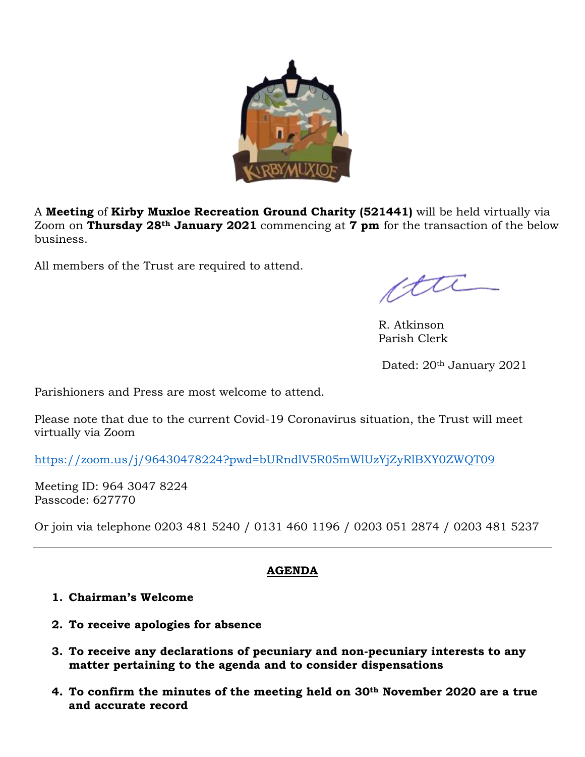A **Meeting** of **Kirby Muxloe Recreation Ground Charity (521441)** will be held virtually via Zoom on **Thursday 28th January 2021** commencing at **7 pm** for the transaction of the below business.

All members of the Trust are required to attend.

R. Atkinson
Parish Clerk

Dated: 20th January 2021

Parishioners and Press are most welcome to attend.

Please note that due to the current Covid-19 Coronavirus situation, the Trust will meet virtually via Zoom

https://zoom.us/j/96430478224?pwd=bURndlV5R05mWlUzYjZyRlBXY0ZWQT09

Meeting ID: 964 3047 8224
Passcode: 627770

Or join via telephone 0203 481 5240 / 0131 460 1196 / 0203 051 2874 / 0203 481 5237

---

## AGENDA

1. **Chairman's Welcome**
2. **To receive apologies for absence**
3. **To receive any declarations of pecuniary and non-pecuniary interests to any matter pertaining to the agenda and to consider dispensations**
4. **To confirm the minutes of the meeting held on 30th November 2020 are a true and accurate record**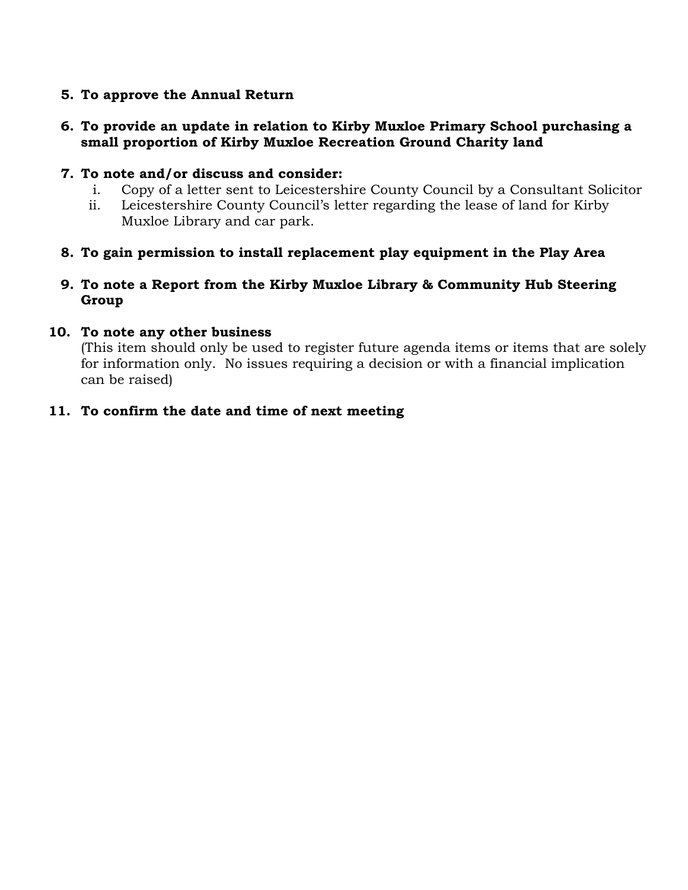5. **To approve the Annual Return**

6. **To provide an update in relation to Kirby Muxloe Primary School purchasing a small proportion of Kirby Muxloe Recreation Ground Charity land**

7. **To note and/or discuss and consider:**
   i. Copy of a letter sent to Leicestershire County Council by a Consultant Solicitor
   ii. Leicestershire County Council's letter regarding the lease of land for Kirby Muxloe Library and car park.

8. **To gain permission to install replacement play equipment in the Play Area**

9. **To note a Report from the Kirby Muxloe Library & Community Hub Steering Group**

10. **To note any other business**
    (This item should only be used to register future agenda items or items that are solely for information only. No issues requiring a decision or with a financial implication can be raised)

11. **To confirm the date and time of next meeting**